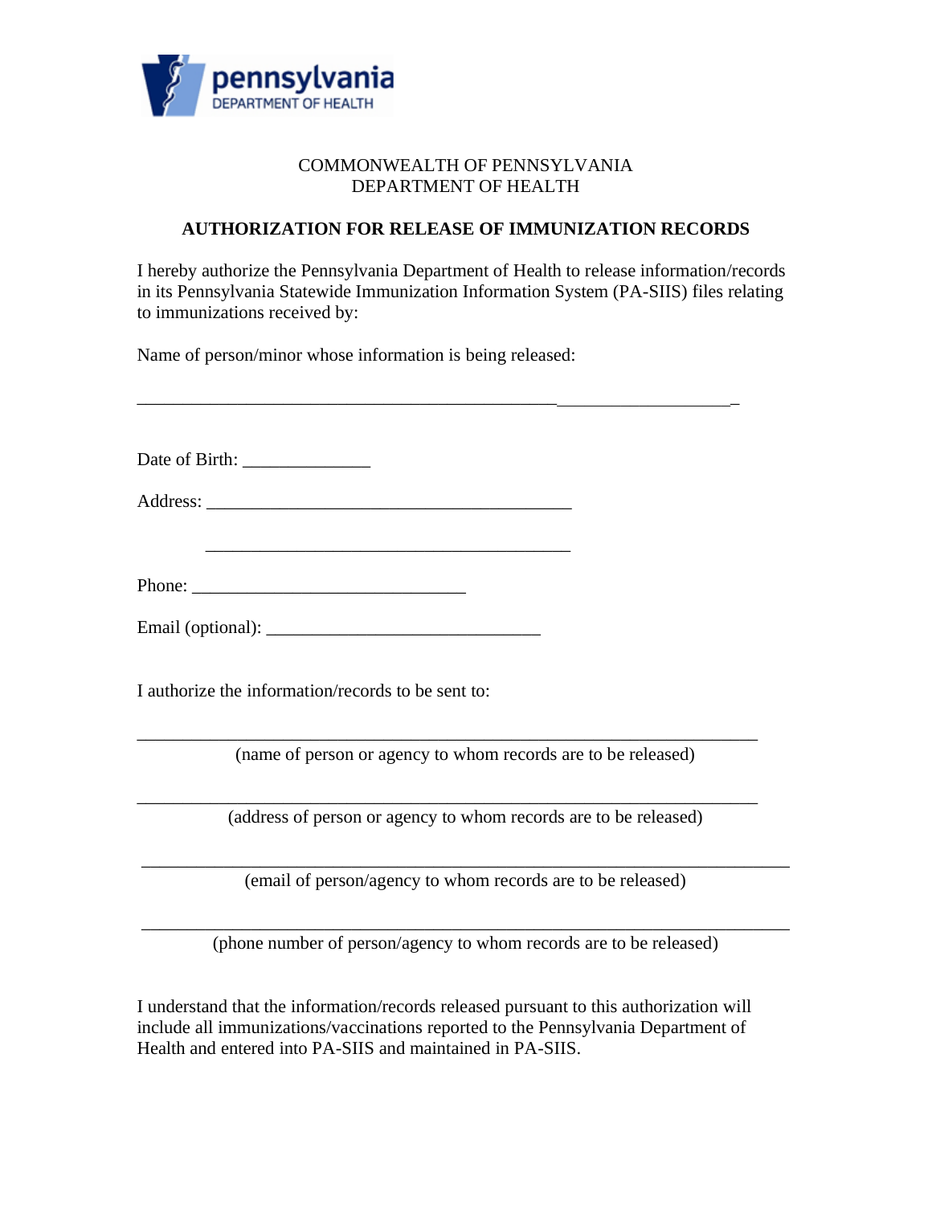pennsylvania
DEPARTMENT OF HEALTH

COMMONWEALTH OF PENNSYLVANIA
DEPARTMENT OF HEALTH

**AUTHORIZATION FOR RELEASE OF IMMUNIZATION RECORDS**

I hereby authorize the Pennsylvania Department of Health to release information/records in its Pennsylvania Statewide Immunization Information System (PA-SIIS) files relating to immunizations received by:

Name of person/minor whose information is being released:

_________________________________________________________________

Date of Birth: ______________

Address: ________________________________________

________________________________________

Phone: ______________________________

Email (optional): ______________________________

I authorize the information/records to be sent to:

_________________________________________________________________
(name of person or agency to whom records are to be released)

_________________________________________________________________
(address of person or agency to whom records are to be released)

_________________________________________________________________
(email of person/agency to whom records are to be released)

_________________________________________________________________
(phone number of person/agency to whom records are to be released)

I understand that the information/records released pursuant to this authorization will include all immunizations/vaccinations reported to the Pennsylvania Department of Health and entered into PA-SIIS and maintained in PA-SIIS.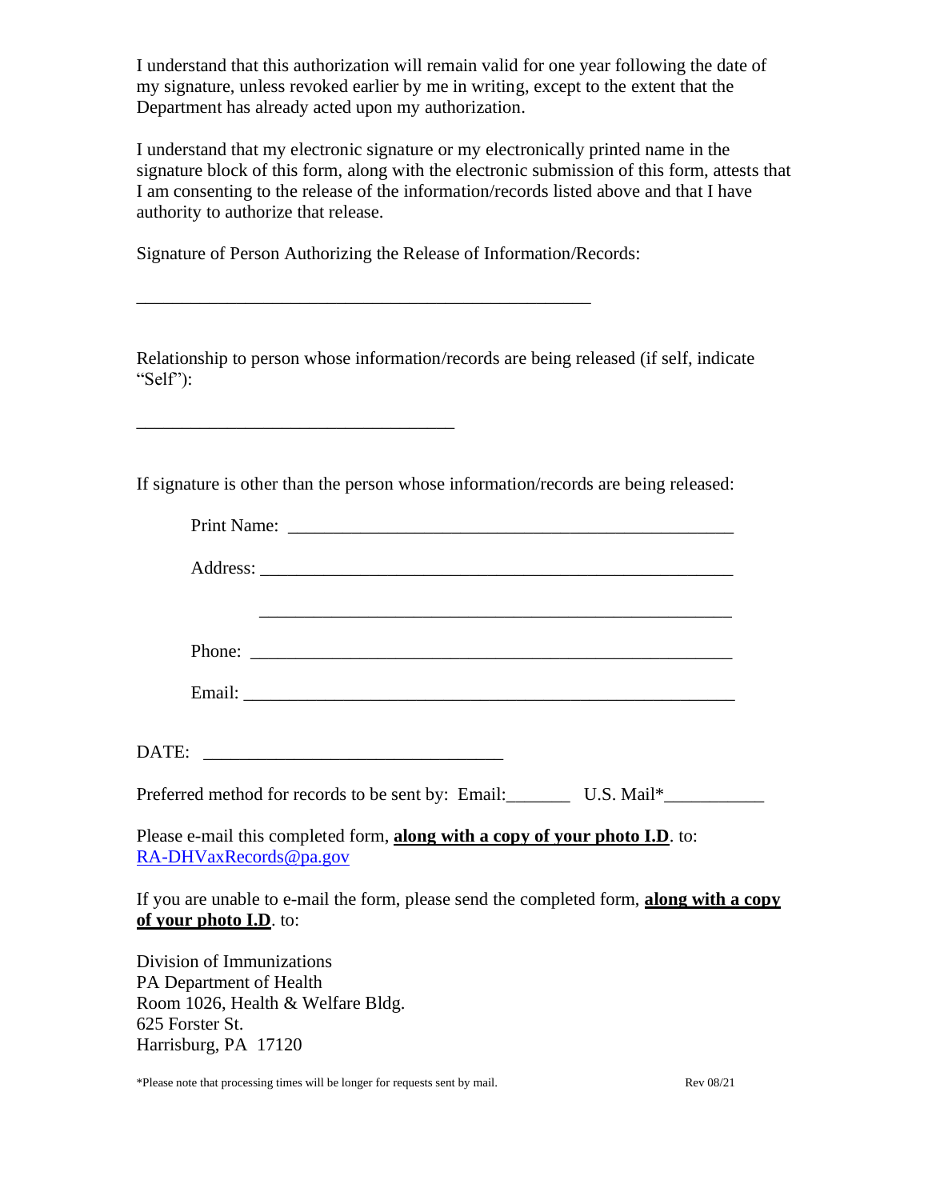I understand that this authorization will remain valid for one year following the date of my signature, unless revoked earlier by me in writing, except to the extent that the Department has already acted upon my authorization.

I understand that my electronic signature or my electronically printed name in the signature block of this form, along with the electronic submission of this form, attests that I am consenting to the release of the information/records listed above and that I have authority to authorize that release.

Signature of Person Authorizing the Release of Information/Records:

___________________________________________________

Relationship to person whose information/records are being released (if self, indicate "Self"):

___________________________________

If signature is other than the person whose information/records are being released:

Print Name: __________________________________________________

Address: _____________________________________________________

_____________________________________________________

Phone: ______________________________________________________

Email: _______________________________________________________

DATE: _________________________________

Preferred method for records to be sent by: Email:_______ U.S. Mail*___________

Please e-mail this completed form, **along with a copy of your photo I.D**. to: RA-DHVaxRecords@pa.gov

If you are unable to e-mail the form, please send the completed form, **along with a copy of your photo I.D**. to:

Division of Immunizations
PA Department of Health
Room 1026, Health & Welfare Bldg.
625 Forster St.
Harrisburg, PA 17120

*Please note that processing times will be longer for requests sent by mail.

Rev 08/21